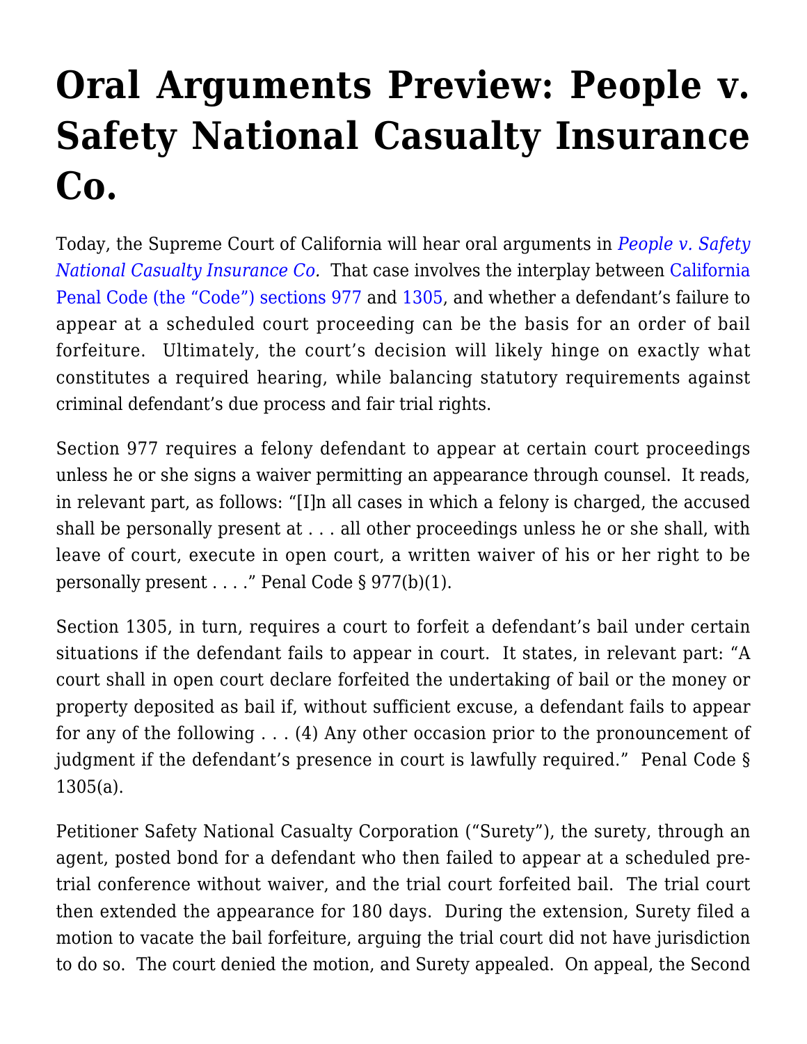# Oral Arguments Preview: People v. Safety National Casualty Insurance Co.

Today, the Supreme Court of California will hear oral arguments in *People v. Safety National Casualty Insurance Co.* That case involves the interplay between California Penal Code (the "Code") sections 977 and 1305, and whether a defendant's failure to appear at a scheduled court proceeding can be the basis for an order of bail forfeiture. Ultimately, the court's decision will likely hinge on exactly what constitutes a required hearing, while balancing statutory requirements against criminal defendant's due process and fair trial rights.

Section 977 requires a felony defendant to appear at certain court proceedings unless he or she signs a waiver permitting an appearance through counsel. It reads, in relevant part, as follows: "[I]n all cases in which a felony is charged, the accused shall be personally present at . . . all other proceedings unless he or she shall, with leave of court, execute in open court, a written waiver of his or her right to be personally present . . . ." Penal Code § 977(b)(1).

Section 1305, in turn, requires a court to forfeit a defendant's bail under certain situations if the defendant fails to appear in court. It states, in relevant part: "A court shall in open court declare forfeited the undertaking of bail or the money or property deposited as bail if, without sufficient excuse, a defendant fails to appear for any of the following . . . (4) Any other occasion prior to the pronouncement of judgment if the defendant's presence in court is lawfully required." Penal Code § 1305(a).

Petitioner Safety National Casualty Corporation ("Surety"), the surety, through an agent, posted bond for a defendant who then failed to appear at a scheduled pre-trial conference without waiver, and the trial court forfeited bail. The trial court then extended the appearance for 180 days. During the extension, Surety filed a motion to vacate the bail forfeiture, arguing the trial court did not have jurisdiction to do so. The court denied the motion, and Surety appealed. On appeal, the Second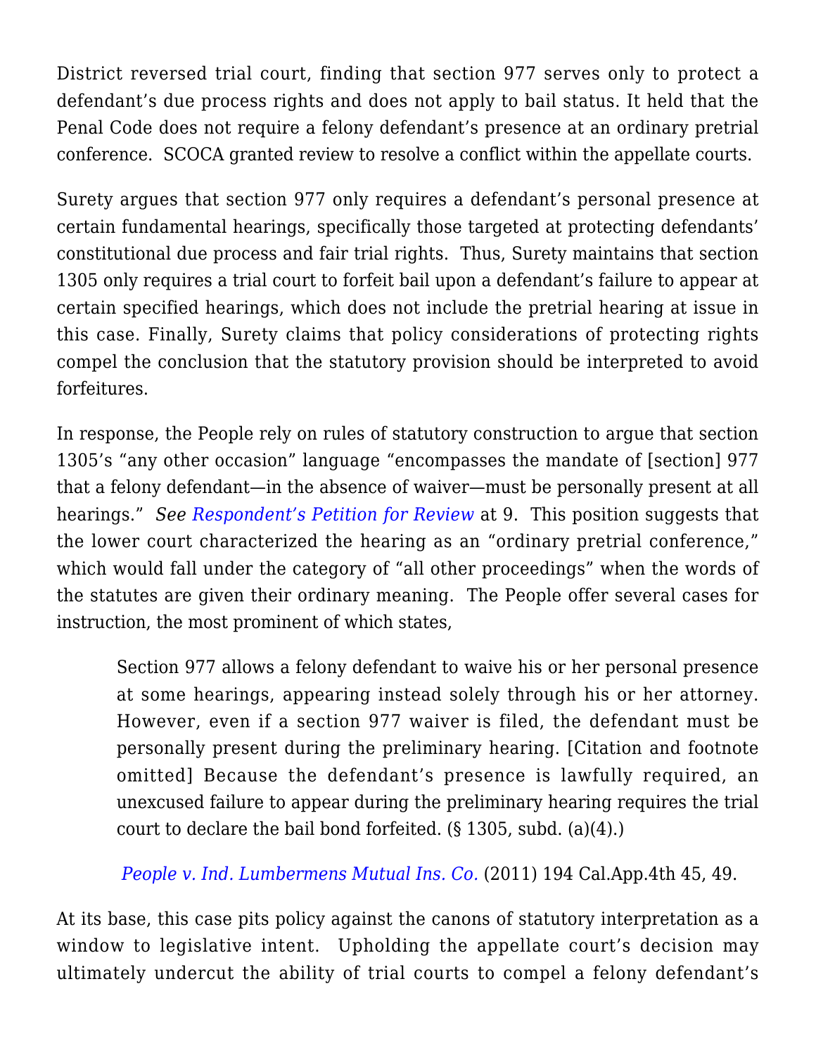District reversed trial court, finding that section 977 serves only to protect a defendant's due process rights and does not apply to bail status. It held that the Penal Code does not require a felony defendant's presence at an ordinary pretrial conference. SCOCA granted review to resolve a conflict within the appellate courts.

Surety argues that section 977 only requires a defendant's personal presence at certain fundamental hearings, specifically those targeted at protecting defendants' constitutional due process and fair trial rights. Thus, Surety maintains that section 1305 only requires a trial court to forfeit bail upon a defendant's failure to appear at certain specified hearings, which does not include the pretrial hearing at issue in this case. Finally, Surety claims that policy considerations of protecting rights compel the conclusion that the statutory provision should be interpreted to avoid forfeitures.

In response, the People rely on rules of statutory construction to argue that section 1305's "any other occasion" language "encompasses the mandate of [section] 977 that a felony defendant—in the absence of waiver—must be personally present at all hearings." *See* Respondent's Petition for Review at 9. This position suggests that the lower court characterized the hearing as an "ordinary pretrial conference," which would fall under the category of "all other proceedings" when the words of the statutes are given their ordinary meaning. The People offer several cases for instruction, the most prominent of which states,

> Section 977 allows a felony defendant to waive his or her personal presence at some hearings, appearing instead solely through his or her attorney. However, even if a section 977 waiver is filed, the defendant must be personally present during the preliminary hearing. [Citation and footnote omitted] Because the defendant's presence is lawfully required, an unexcused failure to appear during the preliminary hearing requires the trial court to declare the bail bond forfeited. (§ 1305, subd. (a)(4).)
>
> *People v. Ind. Lumbermens Mutual Ins. Co.* (2011) 194 Cal.App.4th 45, 49.

At its base, this case pits policy against the canons of statutory interpretation as a window to legislative intent. Upholding the appellate court's decision may ultimately undercut the ability of trial courts to compel a felony defendant's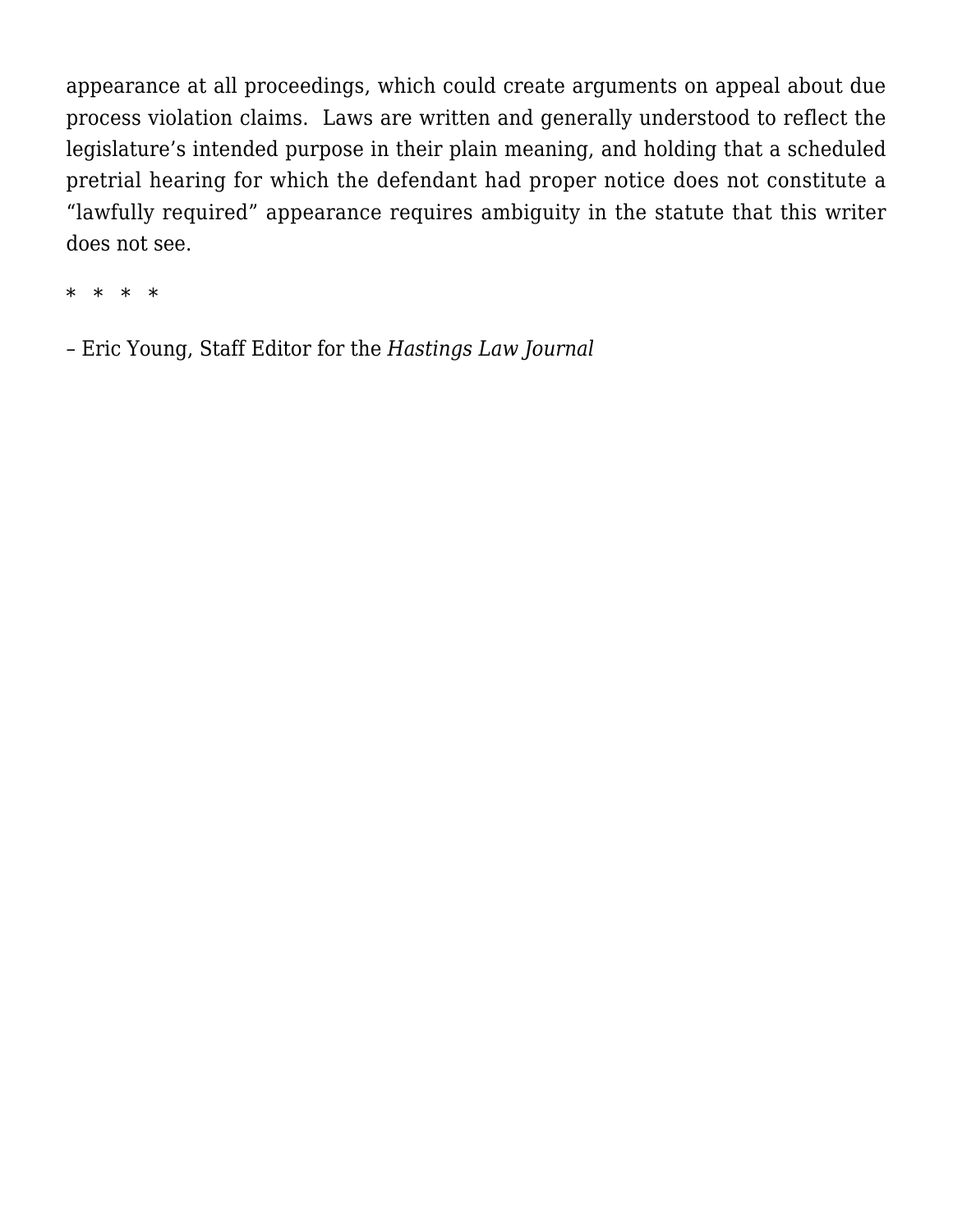appearance at all proceedings, which could create arguments on appeal about due process violation claims.  Laws are written and generally understood to reflect the legislature's intended purpose in their plain meaning, and holding that a scheduled pretrial hearing for which the defendant had proper notice does not constitute a "lawfully required" appearance requires ambiguity in the statute that this writer does not see.

*   *   *   *

– Eric Young, Staff Editor for the *Hastings Law Journal*